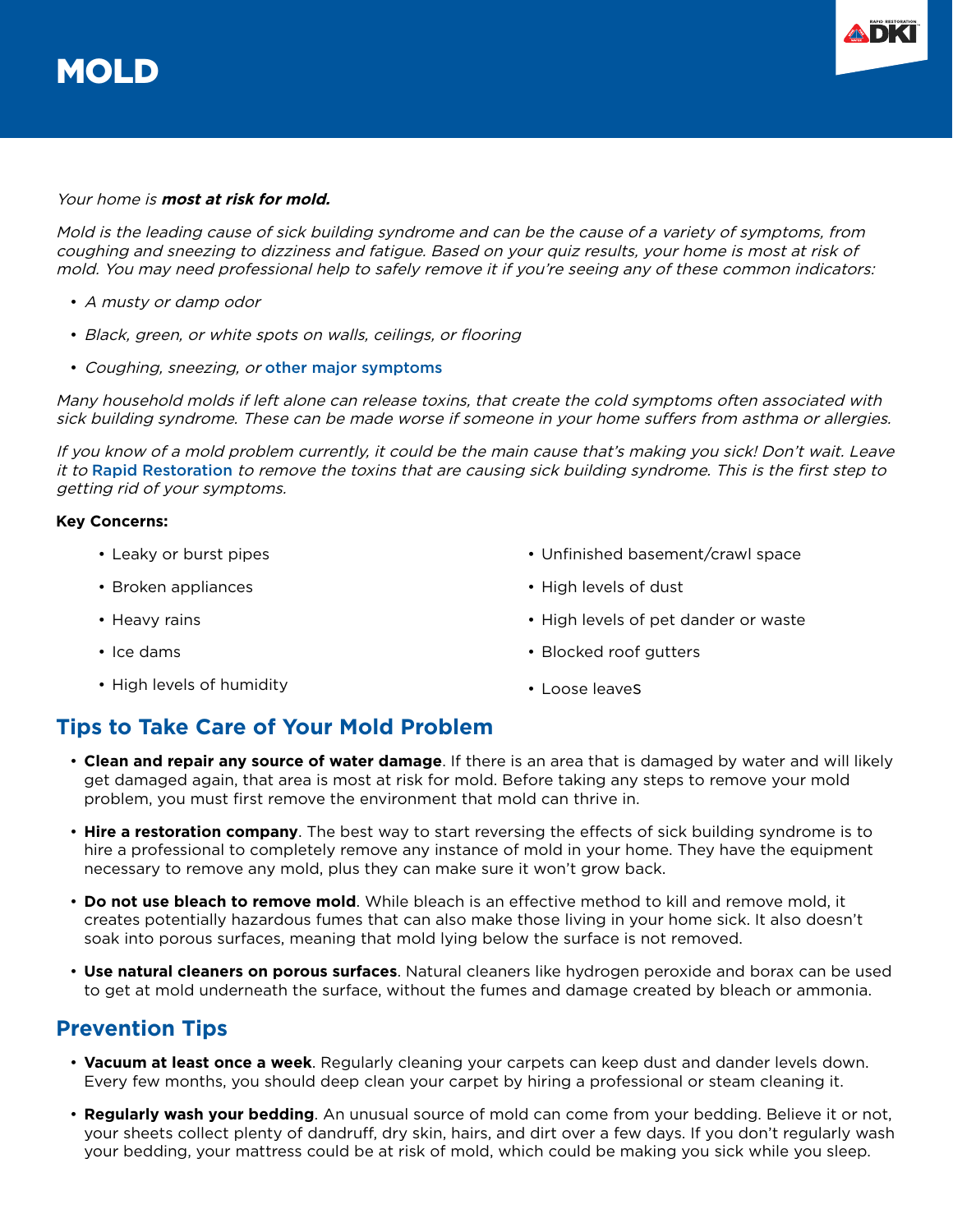# MOLD

*Your home is **most at risk for mold.***

*Mold is the leading cause of sick building syndrome and can be the cause of a variety of symptoms, from coughing and sneezing to dizziness and fatigue. Based on your quiz results, your home is most at risk of mold. You may need professional help to safely remove it if you're seeing any of these common indicators:*

- *A musty or damp odor*
- *Black, green, or white spots on walls, ceilings, or flooring*
- *Coughing, sneezing, or* other major symptoms

*Many household molds if left alone can release toxins, that create the cold symptoms often associated with sick building syndrome. These can be made worse if someone in your home suffers from asthma or allergies.*

*If you know of a mold problem currently, it could be the main cause that's making you sick! Don't wait. Leave it to* Rapid Restoration *to remove the toxins that are causing sick building syndrome. This is the first step to getting rid of your symptoms.*

**Key Concerns:**

- Leaky or burst pipes
- Broken appliances
- Heavy rains
- Ice dams
- High levels of humidity
- Unfinished basement/crawl space
- High levels of dust
- High levels of pet dander or waste
- Blocked roof gutters
- Loose leaveS

## Tips to Take Care of Your Mold Problem

- **Clean and repair any source of water damage**. If there is an area that is damaged by water and will likely get damaged again, that area is most at risk for mold. Before taking any steps to remove your mold problem, you must first remove the environment that mold can thrive in.
- **Hire a restoration company**. The best way to start reversing the effects of sick building syndrome is to hire a professional to completely remove any instance of mold in your home. They have the equipment necessary to remove any mold, plus they can make sure it won't grow back.
- **Do not use bleach to remove mold**. While bleach is an effective method to kill and remove mold, it creates potentially hazardous fumes that can also make those living in your home sick. It also doesn't soak into porous surfaces, meaning that mold lying below the surface is not removed.
- **Use natural cleaners on porous surfaces**. Natural cleaners like hydrogen peroxide and borax can be used to get at mold underneath the surface, without the fumes and damage created by bleach or ammonia.

## Prevention Tips

- **Vacuum at least once a week**. Regularly cleaning your carpets can keep dust and dander levels down. Every few months, you should deep clean your carpet by hiring a professional or steam cleaning it.
- **Regularly wash your bedding**. An unusual source of mold can come from your bedding. Believe it or not, your sheets collect plenty of dandruff, dry skin, hairs, and dirt over a few days. If you don't regularly wash your bedding, your mattress could be at risk of mold, which could be making you sick while you sleep.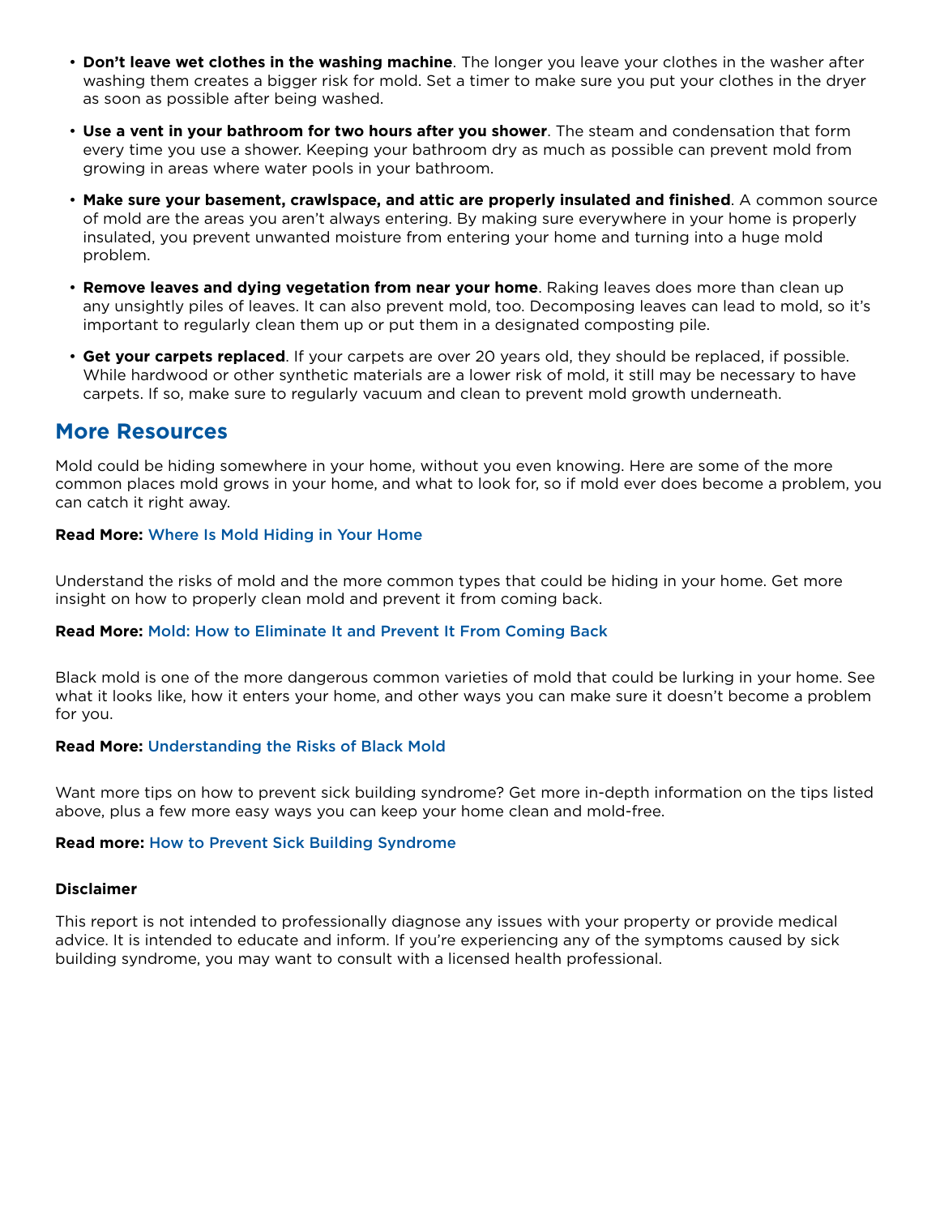- **Don't leave wet clothes in the washing machine**. The longer you leave your clothes in the washer after washing them creates a bigger risk for mold. Set a timer to make sure you put your clothes in the dryer as soon as possible after being washed.
- **Use a vent in your bathroom for two hours after you shower**. The steam and condensation that form every time you use a shower. Keeping your bathroom dry as much as possible can prevent mold from growing in areas where water pools in your bathroom.
- **Make sure your basement, crawlspace, and attic are properly insulated and finished**. A common source of mold are the areas you aren't always entering. By making sure everywhere in your home is properly insulated, you prevent unwanted moisture from entering your home and turning into a huge mold problem.
- **Remove leaves and dying vegetation from near your home**. Raking leaves does more than clean up any unsightly piles of leaves. It can also prevent mold, too. Decomposing leaves can lead to mold, so it's important to regularly clean them up or put them in a designated composting pile.
- **Get your carpets replaced**. If your carpets are over 20 years old, they should be replaced, if possible. While hardwood or other synthetic materials are a lower risk of mold, it still may be necessary to have carpets. If so, make sure to regularly vacuum and clean to prevent mold growth underneath.

## More Resources

Mold could be hiding somewhere in your home, without you even knowing. Here are some of the more common places mold grows in your home, and what to look for, so if mold ever does become a problem, you can catch it right away.

**Read More:** Where Is Mold Hiding in Your Home

Understand the risks of mold and the more common types that could be hiding in your home. Get more insight on how to properly clean mold and prevent it from coming back.

**Read More:** Mold: How to Eliminate It and Prevent It From Coming Back

Black mold is one of the more dangerous common varieties of mold that could be lurking in your home. See what it looks like, how it enters your home, and other ways you can make sure it doesn't become a problem for you.

**Read More:** Understanding the Risks of Black Mold

Want more tips on how to prevent sick building syndrome? Get more in-depth information on the tips listed above, plus a few more easy ways you can keep your home clean and mold-free.

**Read more:** How to Prevent Sick Building Syndrome

**Disclaimer**

This report is not intended to professionally diagnose any issues with your property or provide medical advice. It is intended to educate and inform. If you're experiencing any of the symptoms caused by sick building syndrome, you may want to consult with a licensed health professional.